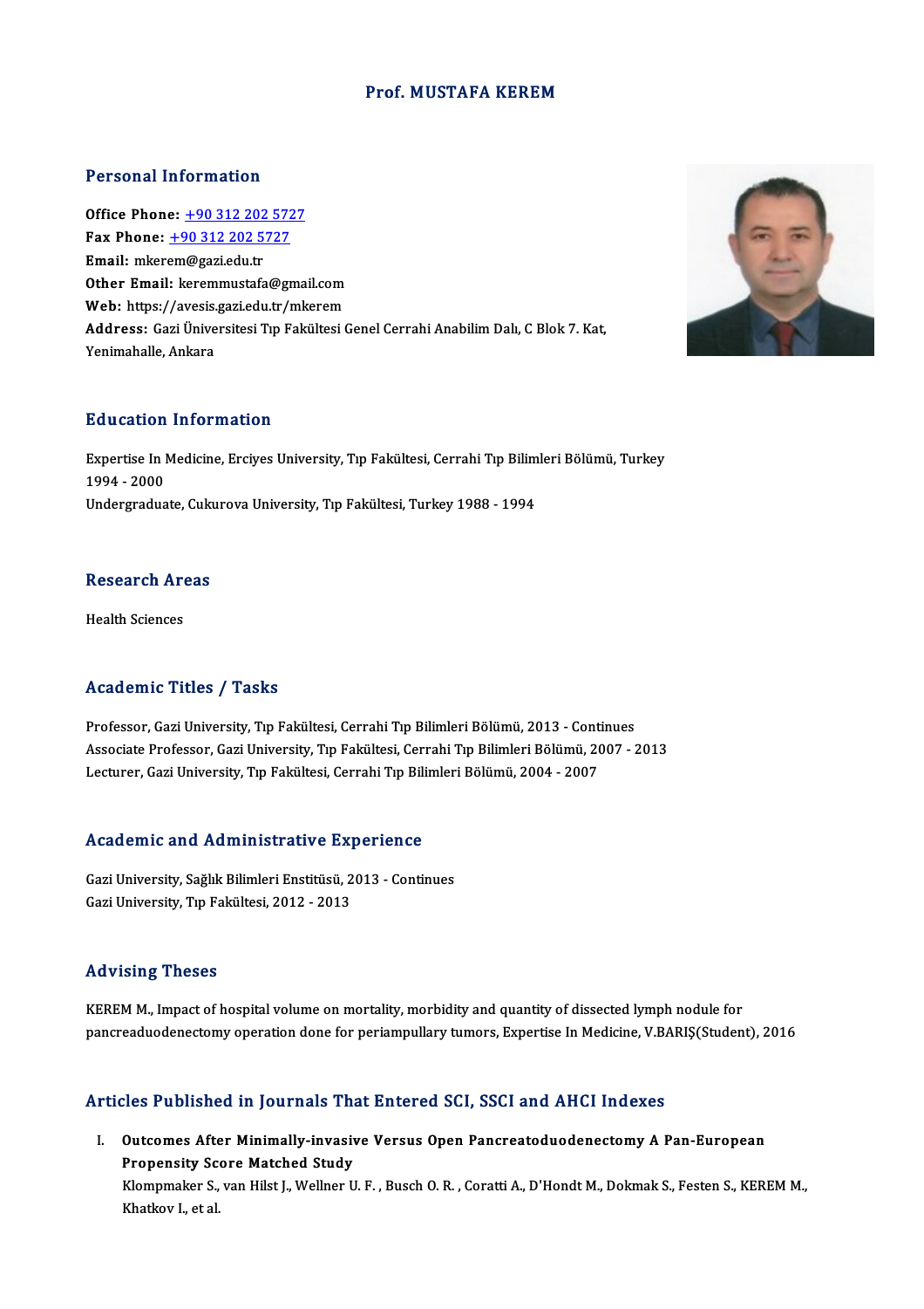# Prof. MUSTAFA KEREM

## Personal Information

**Office Phone:** +90 312 202 5727
**Fax Phone:** +90 312 202 5727
**Email:** mkerem@gazi.edu.tr
**Other Email:** keremmustafa@gmail.com
**Web:** https://avesis.gazi.edu.tr/mkerem
**Address:** Gazi Üniversitesi Tıp Fakültesi Genel Cerrahi Anabilim Dalı, C Blok 7. Kat, Yenimahalle, Ankara

## Education Information

Expertise In Medicine, Erciyes University, Tıp Fakültesi, Cerrahi Tıp Bilimleri Bölümü, Turkey 1994 - 2000
Undergraduate, Cukurova University, Tıp Fakültesi, Turkey 1988 - 1994

## Research Areas

Health Sciences

## Academic Titles / Tasks

Professor, Gazi University, Tıp Fakültesi, Cerrahi Tıp Bilimleri Bölümü, 2013 - Continues
Associate Professor, Gazi University, Tıp Fakültesi, Cerrahi Tıp Bilimleri Bölümü, 2007 - 2013
Lecturer, Gazi University, Tıp Fakültesi, Cerrahi Tıp Bilimleri Bölümü, 2004 - 2007

## Academic and Administrative Experience

Gazi University, Sağlık Bilimleri Enstitüsü, 2013 - Continues
Gazi University, Tıp Fakültesi, 2012 - 2013

## Advising Theses

KEREM M., Impact of hospital volume on mortality, morbidity and quantity of dissected lymph nodule for pancreaduodenectomy operation done for periampullary tumors, Expertise In Medicine, V.BARIŞ(Student), 2016

## Articles Published in Journals That Entered SCI, SSCI and AHCI Indexes

I. **Outcomes After Minimally-invasive Versus Open Pancreatoduodenectomy A Pan-European Propensity Score Matched Study**
Klompmaker S., van Hilst J., Wellner U. F. , Busch O. R. , Coratti A., D'Hondt M., Dokmak S., Festen S., KEREM M., Khatkov I., et al.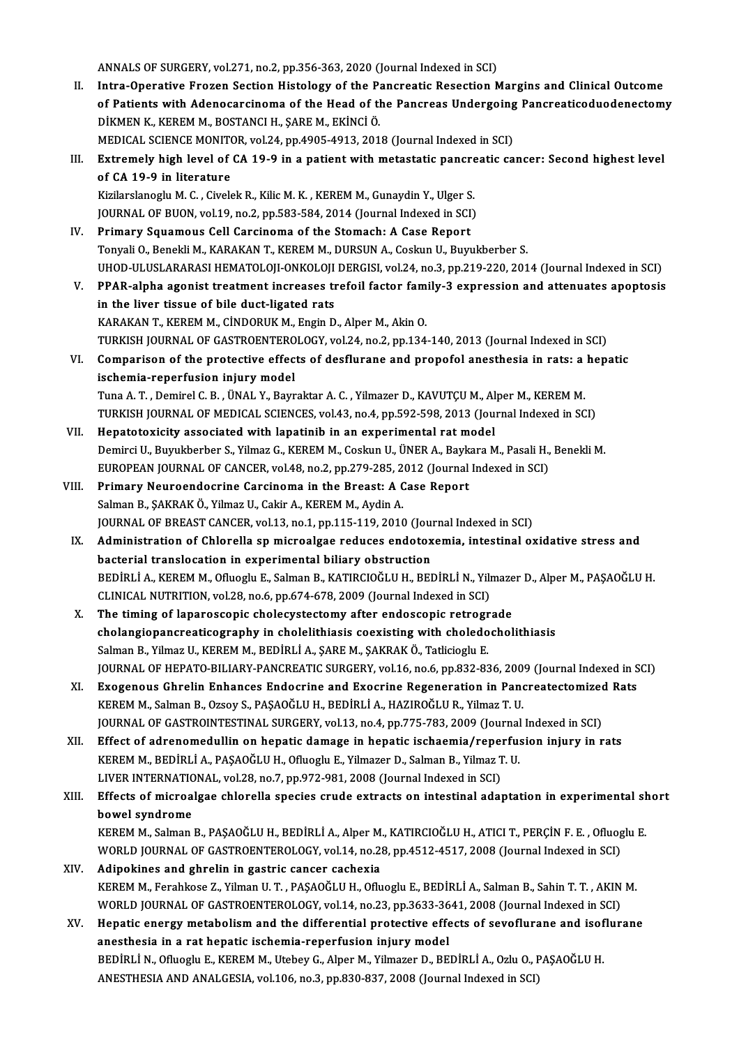ANNALS OF SURGERY, vol.271, no.2, pp.356-363, 2020 (Journal Indexed in SCI)

II. **Intra-Operative Frozen Section Histology of the Pancreatic Resection Margins and Clinical Outcome of Patients with Adenocarcinoma of the Head of the Pancreas Undergoing Pancreaticoduodenectomy**
DİKMEN K., KEREM M., BOSTANCI H., ŞARE M., EKİNCİ Ö.
MEDICAL SCIENCE MONITOR, vol.24, pp.4905-4913, 2018 (Journal Indexed in SCI)

III. **Extremely high level of CA 19-9 in a patient with metastatic pancreatic cancer: Second highest level of CA 19-9 in literature**
Kizilarslanoglu M. C. , Civelek R., Kilic M. K. , KEREM M., Gunaydin Y., Ulger S.
JOURNAL OF BUON, vol.19, no.2, pp.583-584, 2014 (Journal Indexed in SCI)

IV. **Primary Squamous Cell Carcinoma of the Stomach: A Case Report**
Tonyali O., Benekli M., KARAKAN T., KEREM M., DURSUN A., Coskun U., Buyukberber S.
UHOD-ULUSLARARASI HEMATOLOJI-ONKOLOJI DERGISI, vol.24, no.3, pp.219-220, 2014 (Journal Indexed in SCI)

V. **PPAR-alpha agonist treatment increases trefoil factor family-3 expression and attenuates apoptosis in the liver tissue of bile duct-ligated rats**
KARAKAN T., KEREM M., CİNDORUK M., Engin D., Alper M., Akin O.
TURKISH JOURNAL OF GASTROENTEROLOGY, vol.24, no.2, pp.134-140, 2013 (Journal Indexed in SCI)

VI. **Comparison of the protective effects of desflurane and propofol anesthesia in rats: a hepatic ischemia-reperfusion injury model**
Tuna A. T. , Demirel C. B. , ÜNAL Y., Bayraktar A. C. , Yilmazer D., KAVUTÇU M., Alper M., KEREM M.
TURKISH JOURNAL OF MEDICAL SCIENCES, vol.43, no.4, pp.592-598, 2013 (Journal Indexed in SCI)

VII. **Hepatotoxicity associated with lapatinib in an experimental rat model**
Demirci U., Buyukberber S., Yilmaz G., KEREM M., Coskun U., ÜNER A., Baykara M., Pasali H., Benekli M.
EUROPEAN JOURNAL OF CANCER, vol.48, no.2, pp.279-285, 2012 (Journal Indexed in SCI)

VIII. **Primary Neuroendocrine Carcinoma in the Breast: A Case Report**
Salman B., ŞAKRAK Ö., Yilmaz U., Cakir A., KEREM M., Aydin A.
JOURNAL OF BREAST CANCER, vol.13, no.1, pp.115-119, 2010 (Journal Indexed in SCI)

IX. **Administration of Chlorella sp microalgae reduces endotoxemia, intestinal oxidative stress and bacterial translocation in experimental biliary obstruction**
BEDİRLİ A., KEREM M., Ofluoglu E., Salman B., KATIRCIOĞLU H., BEDİRLİ N., Yilmazer D., Alper M., PAŞAOĞLU H.
CLINICAL NUTRITION, vol.28, no.6, pp.674-678, 2009 (Journal Indexed in SCI)

X. **The timing of laparoscopic cholecystectomy after endoscopic retrograde cholangiopancreaticography in cholelithiasis coexisting with choledocholithiasis**
Salman B., Yilmaz U., KEREM M., BEDİRLİ A., ŞARE M., ŞAKRAK Ö., Tatlicioglu E.
JOURNAL OF HEPATO-BILIARY-PANCREATIC SURGERY, vol.16, no.6, pp.832-836, 2009 (Journal Indexed in SCI)

XI. **Exogenous Ghrelin Enhances Endocrine and Exocrine Regeneration in Pancreatectomized Rats**
KEREM M., Salman B., Ozsoy S., PAŞAOĞLU H., BEDİRLİ A., HAZIROĞLU R., Yilmaz T. U.
JOURNAL OF GASTROINTESTINAL SURGERY, vol.13, no.4, pp.775-783, 2009 (Journal Indexed in SCI)

XII. **Effect of adrenomedullin on hepatic damage in hepatic ischaemia/reperfusion injury in rats**
KEREM M., BEDİRLİ A., PAŞAOĞLU H., Ofluoglu E., Yilmazer D., Salman B., Yilmaz T. U.
LIVER INTERNATIONAL, vol.28, no.7, pp.972-981, 2008 (Journal Indexed in SCI)

XIII. **Effects of microalgae chlorella species crude extracts on intestinal adaptation in experimental short bowel syndrome**
KEREM M., Salman B., PAŞAOĞLU H., BEDİRLİ A., Alper M., KATIRCIOĞLU H., ATICI T., PERÇİN F. E. , Ofluoglu E.
WORLD JOURNAL OF GASTROENTEROLOGY, vol.14, no.28, pp.4512-4517, 2008 (Journal Indexed in SCI)

XIV. **Adipokines and ghrelin in gastric cancer cachexia**
KEREM M., Ferahkose Z., Yilman U. T. , PAŞAOĞLU H., Ofluoglu E., BEDİRLİ A., Salman B., Sahin T. T. , AKIN M.
WORLD JOURNAL OF GASTROENTEROLOGY, vol.14, no.23, pp.3633-3641, 2008 (Journal Indexed in SCI)

XV. **Hepatic energy metabolism and the differential protective effects of sevoflurane and isoflurane anesthesia in a rat hepatic ischemia-reperfusion injury model**
BEDİRLİ N., Ofluoglu E., KEREM M., Utebey G., Alper M., Yilmazer D., BEDİRLİ A., Ozlu O., PAŞAOĞLU H.
ANESTHESIA AND ANALGESIA, vol.106, no.3, pp.830-837, 2008 (Journal Indexed in SCI)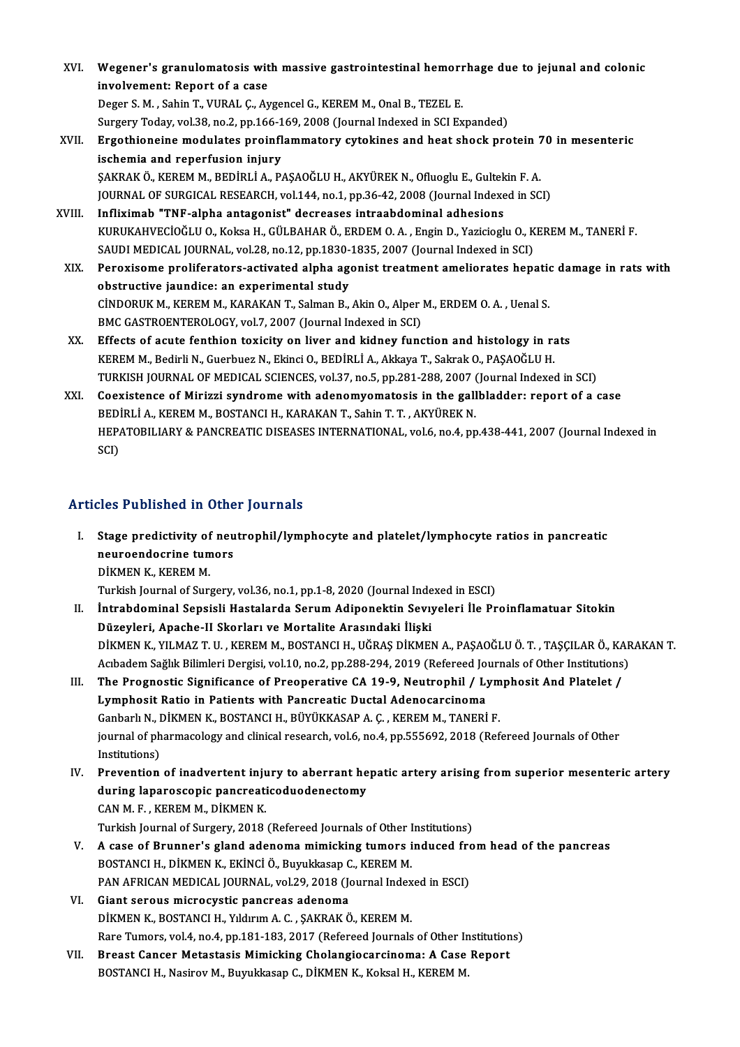XVI. **Wegener's granulomatosis with massive gastrointestinal hemorrhage due to jejunal and colonic involvement: Report of a case**
Deger S. M. , Sahin T., VURAL Ç., Aygencel G., KEREM M., Onal B., TEZEL E.
Surgery Today, vol.38, no.2, pp.166-169, 2008 (Journal Indexed in SCI Expanded)

XVII. **Ergothioneine modulates proinflammatory cytokines and heat shock protein 70 in mesenteric ischemia and reperfusion injury**
ŞAKRAK Ö., KEREM M., BEDİRLİ A., PAŞAOĞLU H., AKYÜREK N., Ofluoglu E., Gultekin F. A.
JOURNAL OF SURGICAL RESEARCH, vol.144, no.1, pp.36-42, 2008 (Journal Indexed in SCI)

XVIII. **Infliximab "TNF-alpha antagonist" decreases intraabdominal adhesions**
KURUKAHVECİOĞLU O., Koksa H., GÜLBAHAR Ö., ERDEM O. A. , Engin D., Yazicioglu O., KEREM M., TANERİ F.
SAUDI MEDICAL JOURNAL, vol.28, no.12, pp.1830-1835, 2007 (Journal Indexed in SCI)

XIX. **Peroxisome proliferators-activated alpha agonist treatment ameliorates hepatic damage in rats with obstructive jaundice: an experimental study**
CİNDORUK M., KEREM M., KARAKAN T., Salman B., Akin O., Alper M., ERDEM O. A. , Uenal S.
BMC GASTROENTEROLOGY, vol.7, 2007 (Journal Indexed in SCI)

XX. **Effects of acute fenthion toxicity on liver and kidney function and histology in rats**
KEREM M., Bedirli N., Guerbuez N., Ekinci O., BEDİRLİ A., Akkaya T., Sakrak O., PAŞAOĞLU H.
TURKISH JOURNAL OF MEDICAL SCIENCES, vol.37, no.5, pp.281-288, 2007 (Journal Indexed in SCI)

XXI. **Coexistence of Mirizzi syndrome with adenomyomatosis in the gallbladder: report of a case**
BEDİRLİ A., KEREM M., BOSTANCI H., KARAKAN T., Sahin T. T. , AKYÜREK N.
HEPATOBILIARY & PANCREATIC DISEASES INTERNATIONAL, vol.6, no.4, pp.438-441, 2007 (Journal Indexed in SCI)

## Articles Published in Other Journals

I. **Stage predictivity of neutrophil/lymphocyte and platelet/lymphocyte ratios in pancreatic neuroendocrine tumors**
DİKMEN K., KEREM M.
Turkish Journal of Surgery, vol.36, no.1, pp.1-8, 2020 (Journal Indexed in ESCI)

II. **İntrabdominal Sepsisli Hastalarda Serum Adiponektin Seviyeleri İle Proinflamatuar Sitokin Düzeyleri, Apache-II Skorları ve Mortalite Arasındaki İlişki**
DİKMEN K., YILMAZ T. U. , KEREM M., BOSTANCI H., UĞRAŞ DİKMEN A., PAŞAOĞLU Ö. T. , TAŞÇILAR Ö., KARAKAN T.
Acıbadem Sağlık Bilimleri Dergisi, vol.10, no.2, pp.288-294, 2019 (Refereed Journals of Other Institutions)

III. **The Prognostic Significance of Preoperative CA 19-9, Neutrophil / Lymphosit And Platelet / Lymphosit Ratio in Patients with Pancreatic Ductal Adenocarcinoma**
Ganbarlı N., DİKMEN K., BOSTANCI H., BÜYÜKKASAP A. Ç. , KEREM M., TANERİ F.
journal of pharmacology and clinical research, vol.6, no.4, pp.555692, 2018 (Refereed Journals of Other Institutions)

IV. **Prevention of inadvertent injury to aberrant hepatic artery arising from superior mesenteric artery during laparoscopic pancreaticoduodenectomy**
CAN M. F. , KEREM M., DİKMEN K.
Turkish Journal of Surgery, 2018 (Refereed Journals of Other Institutions)

V. **A case of Brunner's gland adenoma mimicking tumors induced from head of the pancreas**
BOSTANCI H., DİKMEN K., EKİNCİ Ö., Buyukkasap C., KEREM M.
PAN AFRICAN MEDICAL JOURNAL, vol.29, 2018 (Journal Indexed in ESCI)

VI. **Giant serous microcystic pancreas adenoma**
DİKMEN K., BOSTANCI H., Yıldırım A. C. , ŞAKRAK Ö., KEREM M.
Rare Tumors, vol.4, no.4, pp.181-183, 2017 (Refereed Journals of Other Institutions)

VII. **Breast Cancer Metastasis Mimicking Cholangiocarcinoma: A Case Report**
BOSTANCI H., Nasirov M., Buyukkasap C., DİKMEN K., Koksal H., KEREM M.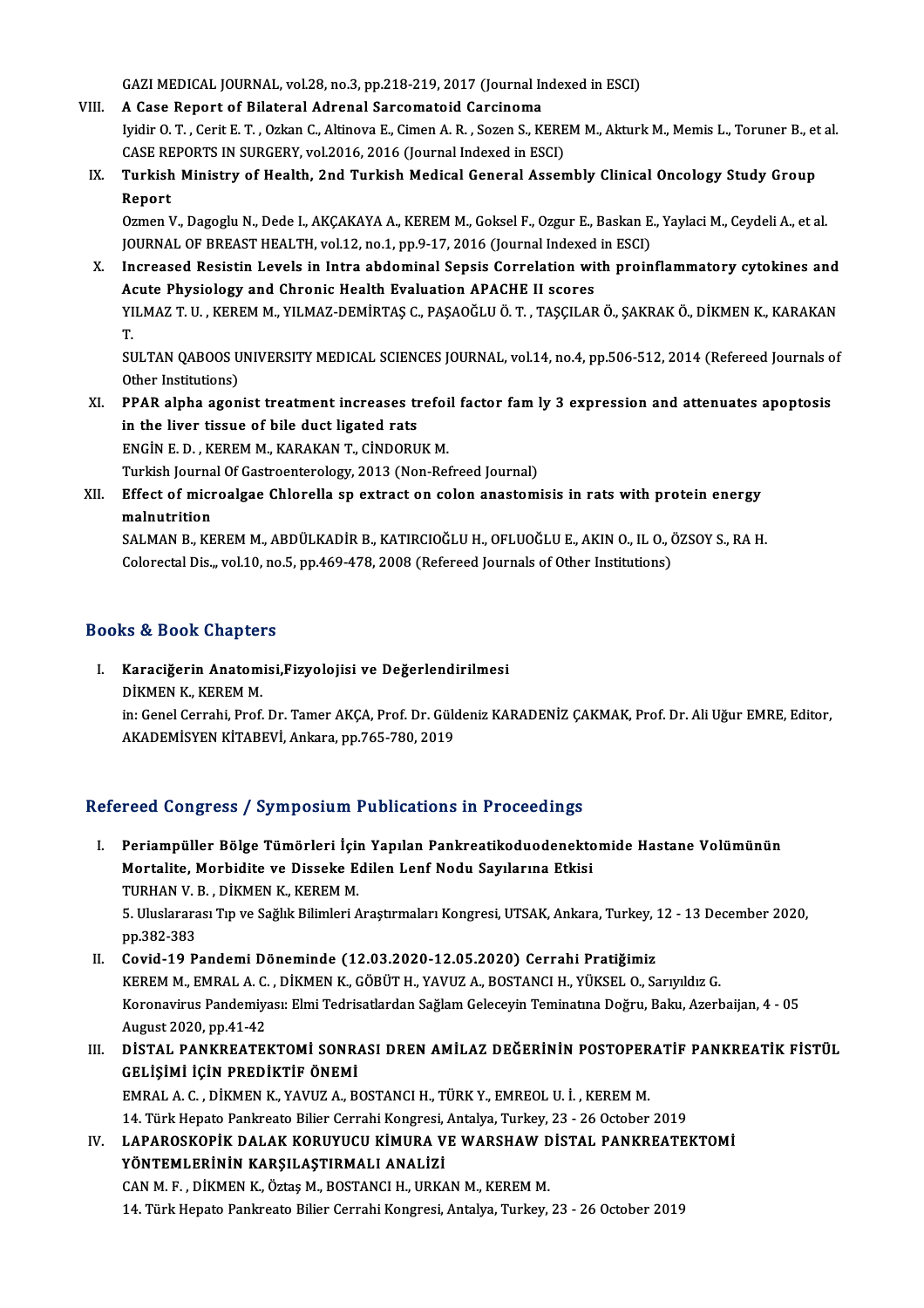GAZI MEDICAL JOURNAL, vol.28, no.3, pp.218-219, 2017 (Journal Indexed in ESCI)

VIII. **A Case Report of Bilateral Adrenal Sarcomatoid Carcinoma**
Iyidir O. T. , Cerit E. T. , Ozkan C., Altinova E., Cimen A. R. , Sozen S., KEREM M., Akturk M., Memis L., Toruner B., et al.
CASE REPORTS IN SURGERY, vol.2016, 2016 (Journal Indexed in ESCI)

IX. **Turkish Ministry of Health, 2nd Turkish Medical General Assembly Clinical Oncology Study Group Report**
Ozmen V., Dagoglu N., Dede I., AKÇAKAYA A., KEREM M., Goksel F., Ozgur E., Baskan E., Yaylaci M., Ceydeli A., et al.
JOURNAL OF BREAST HEALTH, vol.12, no.1, pp.9-17, 2016 (Journal Indexed in ESCI)

X. **Increased Resistin Levels in Intra abdominal Sepsis Correlation with proinflammatory cytokines and Acute Physiology and Chronic Health Evaluation APACHE II scores**
YILMAZ T. U. , KEREM M., YILMAZ-DEMİRTAŞ C., PAŞAOĞLU Ö. T. , TAŞÇILAR Ö., ŞAKRAK Ö., DİKMEN K., KARAKAN T.
SULTAN QABOOS UNIVERSITY MEDICAL SCIENCES JOURNAL, vol.14, no.4, pp.506-512, 2014 (Refereed Journals of Other Institutions)

XI. **PPAR alpha agonist treatment increases trefoil factor fam ly 3 expression and attenuates apoptosis in the liver tissue of bile duct ligated rats**
ENGİN E. D. , KEREM M., KARAKAN T., CİNDORUK M.
Turkish Journal Of Gastroenterology, 2013 (Non-Refreed Journal)

XII. **Effect of microalgae Chlorella sp extract on colon anastomisis in rats with protein energy malnutrition**
SALMAN B., KEREM M., ABDÜLKADİR B., KATIRCIOĞLU H., OFLUOĞLU E., AKIN O., IL O., ÖZSOY S., RA H.
Colorectal Dis.,, vol.10, no.5, pp.469-478, 2008 (Refereed Journals of Other Institutions)

## Books & Book Chapters

I. **Karaciğerin Anatomisi,Fizyolojisi ve Değerlendirilmesi**
DİKMEN K., KEREM M.
in: Genel Cerrahi, Prof. Dr. Tamer AKÇA, Prof. Dr. Güldeniz KARADENİZ ÇAKMAK, Prof. Dr. Ali Uğur EMRE, Editor, AKADEMİSYEN KİTABEVİ, Ankara, pp.765-780, 2019

## Refereed Congress / Symposium Publications in Proceedings

I. **Periampüller Bölge Tümörleri İçin Yapılan Pankreatikoduodenektomide Hastane Volümünün Mortalite, Morbidite ve Disseke Edilen Lenf Nodu Sayılarına Etkisi**
TURHAN V. B. , DİKMEN K., KEREM M.
5. Uluslararası Tıp ve Sağlık Bilimleri Araştırmaları Kongresi, UTSAK, Ankara, Turkey, 12 - 13 December 2020, pp.382-383

II. **Covid-19 Pandemi Döneminde (12.03.2020-12.05.2020) Cerrahi Pratiğimiz**
KEREM M., EMRAL A. C. , DİKMEN K., GÖBÜT H., YAVUZ A., BOSTANCI H., YÜKSEL O., Sarıyıldız G.
Koronavirus Pandemiyası: Elmi Tedrisatlardan Sağlam Geleceyin Teminatına Doğru, Baku, Azerbaijan, 4 - 05 August 2020, pp.41-42

III. **DİSTAL PANKREATEKTOMİ SONRASI DREN AMİLAZ DEĞERİNİN POSTOPERATİF PANKREATİK FİSTÜL GELİŞİMİ İÇİN PREDİKTİF ÖNEMİ**
EMRAL A. C. , DİKMEN K., YAVUZ A., BOSTANCI H., TÜRK Y., EMREOL U. İ. , KEREM M.
14. Türk Hepato Pankreato Bilier Cerrahi Kongresi, Antalya, Turkey, 23 - 26 October 2019

IV. **LAPAROSKOPİK DALAK KORUYUCU KİMURA VE WARSHAW DİSTAL PANKREATEKTOMİ YÖNTEMLERİNİN KARŞILAŞTIRMALI ANALİZİ**
CAN M. F. , DİKMEN K., Öztaş M., BOSTANCI H., URKAN M., KEREM M.
14. Türk Hepato Pankreato Bilier Cerrahi Kongresi, Antalya, Turkey, 23 - 26 October 2019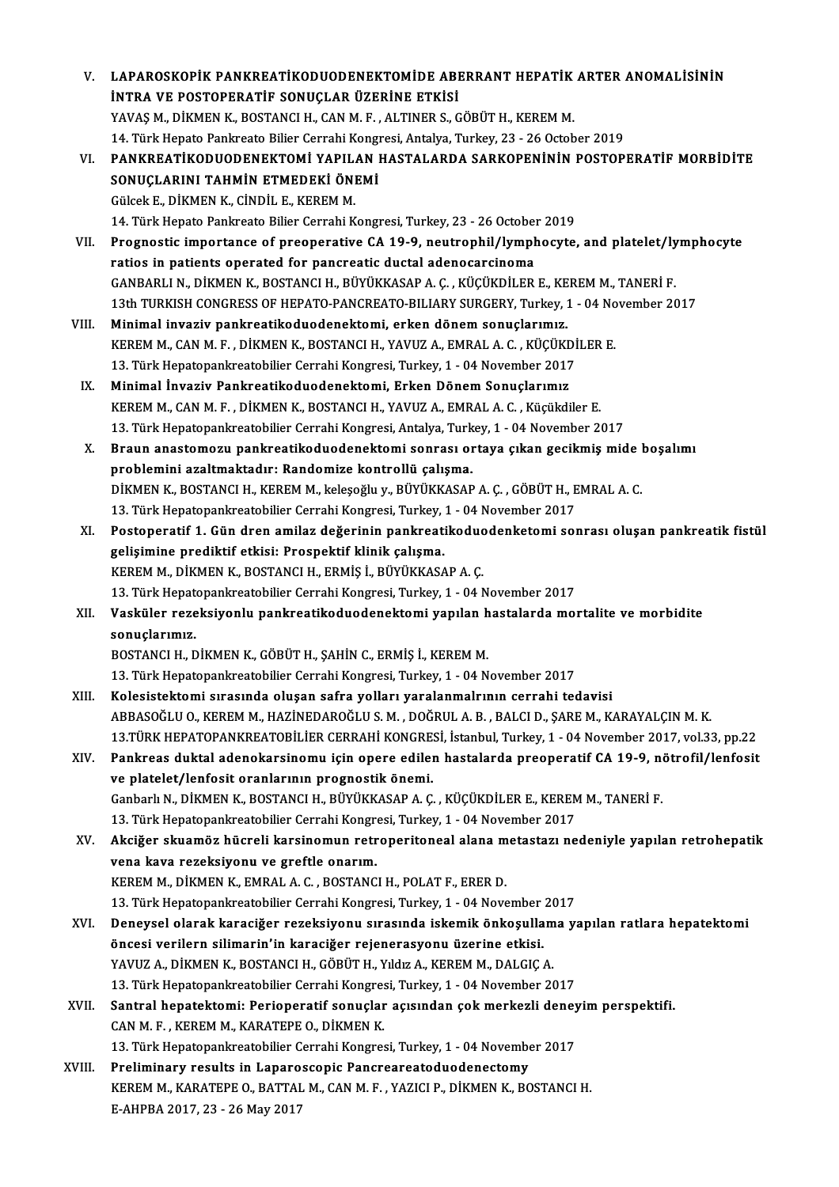V. **LAPAROSKOPİK PANKREATİKODUODENEKTOMİDE ABERRANT HEPATİK ARTER ANOMALİSİNİN İNTRA VE POSTOPERATİF SONUÇLAR ÜZERİNE ETKİSİ**
YAVAŞ M., DİKMEN K., BOSTANCI H., CAN M. F. , ALTINER S., GÖBÜT H., KEREM M.
14. Türk Hepato Pankreato Bilier Cerrahi Kongresi, Antalya, Turkey, 23 - 26 October 2019

VI. **PANKREATİKODUODENEKTOMİ YAPILAN HASTALARDA SARKOPENİNİN POSTOPERATİF MORBİDİTE SONUÇLARINI TAHMİN ETMEDEKİ ÖNEMİ**
Gülcek E., DİKMEN K., CİNDİL E., KEREM M.
14. Türk Hepato Pankreato Bilier Cerrahi Kongresi, Turkey, 23 - 26 October 2019

VII. **Prognostic importance of preoperative CA 19-9, neutrophil/lymphocyte, and platelet/lymphocyte ratios in patients operated for pancreatic ductal adenocarcinoma**
GANBARLI N., DİKMEN K., BOSTANCI H., BÜYÜKKASAP A. Ç. , KÜÇÜKDİLER E., KEREM M., TANERİ F.
13th TURKISH CONGRESS OF HEPATO-PANCREATO-BILIARY SURGERY, Turkey, 1 - 04 November 2017

VIII. **Minimal invaziv pankreatikoduodenektomi, erken dönem sonuçlarımız.**
KEREM M., CAN M. F. , DİKMEN K., BOSTANCI H., YAVUZ A., EMRAL A. C. , KÜÇÜKDİLER E.
13. Türk Hepatopankreatobilier Cerrahi Kongresi, Turkey, 1 - 04 November 2017

IX. **Minimal İnvaziv Pankreatikoduodenektomi, Erken Dönem Sonuçlarımız**
KEREM M., CAN M. F. , DİKMEN K., BOSTANCI H., YAVUZ A., EMRAL A. C. , Küçükdiler E.
13. Türk Hepatopankreatobilier Cerrahi Kongresi, Antalya, Turkey, 1 - 04 November 2017

X. **Braun anastomozu pankreatikoduodenektomi sonrası ortaya çıkan gecikmiş mide boşalımı problemini azaltmaktadır: Randomize kontrollü çalışma.**
DİKMEN K., BOSTANCI H., KEREM M., keleşoğlu y., BÜYÜKKASAP A. Ç. , GÖBÜT H., EMRAL A. C.
13. Türk Hepatopankreatobilier Cerrahi Kongresi, Turkey, 1 - 04 November 2017

XI. **Postoperatif 1. Gün dren amilaz değerinin pankreatikoduodenketomi sonrası oluşan pankreatik fistül gelişimine prediktif etkisi: Prospektif klinik çalışma.**
KEREM M., DİKMEN K., BOSTANCI H., ERMİŞ İ., BÜYÜKKASAP A. Ç.
13. Türk Hepatopankreatobilier Cerrahi Kongresi, Turkey, 1 - 04 November 2017

XII. **Vasküler rezeksiyonlu pankreatikoduodenektomi yapılan hastalarda mortalite ve morbidite sonuçlarımız.**
BOSTANCI H., DİKMEN K., GÖBÜT H., ŞAHİN C., ERMİŞ İ., KEREM M.
13. Türk Hepatopankreatobilier Cerrahi Kongresi, Turkey, 1 - 04 November 2017

XIII. **Kolesistektomi sırasında oluşan safra yolları yaralanmalrının cerrahi tedavisi**
ABBASOĞLU O., KEREM M., HAZİNEDAROĞLU S. M. , DOĞRUL A. B. , BALCI D., ŞARE M., KARAYALÇIN M. K.
13.TÜRK HEPATOPANKREATOBİLİER CERRAHİ KONGRESİ, İstanbul, Turkey, 1 - 04 November 2017, vol.33, pp.22

XIV. **Pankreas duktal adenokarsinomu için opere edilen hastalarda preoperatif CA 19-9, nötrofil/lenfosit ve platelet/lenfosit oranlarının prognostik önemi.**
Ganbarlı N., DİKMEN K., BOSTANCI H., BÜYÜKKASAP A. Ç. , KÜÇÜKDİLER E., KEREM M., TANERİ F.
13. Türk Hepatopankreatobilier Cerrahi Kongresi, Turkey, 1 - 04 November 2017

XV. **Akciğer skuamöz hücreli karsinomun retroperitoneal alana metastazı nedeniyle yapılan retrohepatik vena kava rezeksiyonu ve greftle onarım.**
KEREM M., DİKMEN K., EMRAL A. C. , BOSTANCI H., POLAT F., ERER D.
13. Türk Hepatopankreatobilier Cerrahi Kongresi, Turkey, 1 - 04 November 2017

XVI. **Deneysel olarak karaciğer rezeksiyonu sırasında iskemik önkoşullama yapılan ratlara hepatektomi öncesi verilern silimarin'in karaciğer rejenerasyonu üzerine etkisi.**
YAVUZ A., DİKMEN K., BOSTANCI H., GÖBÜT H., Yıldız A., KEREM M., DALGIÇ A.
13. Türk Hepatopankreatobilier Cerrahi Kongresi, Turkey, 1 - 04 November 2017

XVII. **Santral hepatektomi: Perioperatif sonuçlar açısından çok merkezli deneyim perspektifi.**
CAN M. F. , KEREM M., KARATEPE O., DİKMEN K.
13. Türk Hepatopankreatobilier Cerrahi Kongresi, Turkey, 1 - 04 November 2017

XVIII. **Preliminary results in Laparoscopic Pancreareatoduodenectomy**
KEREM M., KARATEPE O., BATTAL M., CAN M. F. , YAZICI P., DİKMEN K., BOSTANCI H.
E-AHPBA 2017, 23 - 26 May 2017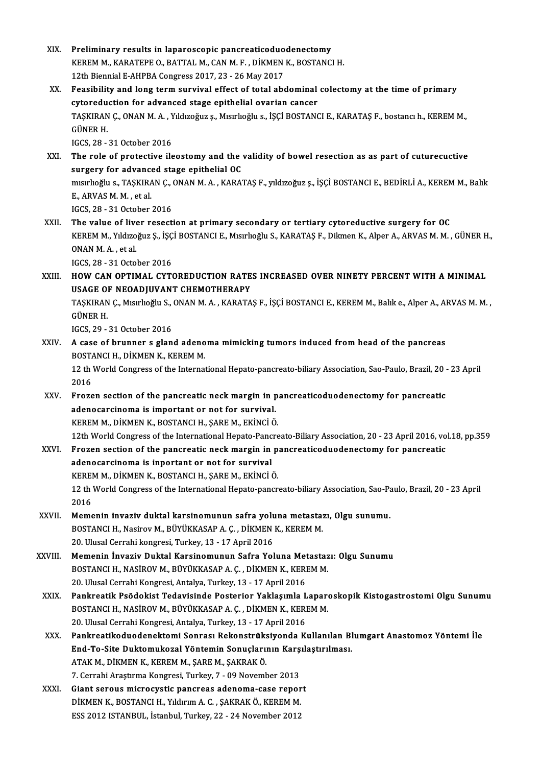XIX. **Preliminary results in laparoscopic pancreaticoduodenectomy**
KEREM M., KARATEPE O., BATTAL M., CAN M. F. , DİKMEN K., BOSTANCI H.
12th Biennial E-AHPBA Congress 2017, 23 - 26 May 2017

XX. **Feasibility and long term survival effect of total abdominal colectomy at the time of primary cytoreduction for advanced stage epithelial ovarian cancer**
TAŞKIRAN Ç., ONAN M. A. , Yıldızoğuz ş., Mısırlıoğlu s., İŞÇİ BOSTANCI E., KARATAŞ F., bostancı h., KEREM M., GÜNER H.
IGCS, 28 - 31 October 2016

XXI. **The role of protective ileostomy and the validity of bowel resection as as part of cuturecuctive surgery for advanced stage epithelial OC**
mısırlıoğlu s., TAŞKIRAN Ç., ONAN M. A. , KARATAŞ F., yıldızoğuz ş., İŞÇİ BOSTANCI E., BEDİRLİ A., KEREM M., Balık E., ARVAS M. M. , et al.
IGCS, 28 - 31 October 2016

XXII. **The value of liver resection at primary secondary or tertiary cytoreductive surgery for OC**
KEREM M., Yıldızoğuz Ş., İŞÇİ BOSTANCI E., Mısırlıoğlu S., KARATAŞ F., Dikmen K., Alper A., ARVAS M. M. , GÜNER H., ONAN M. A. , et al.
IGCS, 28 - 31 October 2016

XXIII. **HOW CAN OPTIMAL CYTOREDUCTION RATES INCREASED OVER NINETY PERCENT WITH A MINIMAL USAGE OF NEOADJUVANT CHEMOTHERAPY**
TAŞKIRAN Ç., Mısırlıoğlu S., ONAN M. A. , KARATAŞ F., İŞÇİ BOSTANCI E., KEREM M., Balık e., Alper A., ARVAS M. M. , GÜNER H.
IGCS, 29 - 31 October 2016

XXIV. **A case of brunner s gland adenoma mimicking tumors induced from head of the pancreas**
BOSTANCI H., DİKMEN K., KEREM M.
12 th World Congress of the International Hepato-pancreato-biliary Association, Sao-Paulo, Brazil, 20 - 23 April 2016

XXV. **Frozen section of the pancreatic neck margin in pancreaticoduodenectomy for pancreatic adenocarcinoma is important or not for survival.**
KEREM M., DİKMEN K., BOSTANCI H., ŞARE M., EKİNCİ Ö.
12th World Congress of the International Hepato-Pancreato-Biliary Association, 20 - 23 April 2016, vol.18, pp.359

XXVI. **Frozen section of the pancreatic neck margin in pancreaticoduodenectomy for pancreatic adenocarcinoma is inportant or not for survival**
KEREM M., DİKMEN K., BOSTANCI H., ŞARE M., EKİNCİ Ö.
12 th World Congress of the International Hepato-pancreato-biliary Association, Sao-Paulo, Brazil, 20 - 23 April 2016

XXVII. **Memenin invaziv duktal karsinomunun safra yoluna metastazı, Olgu sunumu.**
BOSTANCI H., Nasirov M., BÜYÜKKASAP A. Ç. , DİKMEN K., KEREM M.
20. Ulusal Cerrahi kongresi, Turkey, 13 - 17 April 2016

XXVIII. **Memenin İnvaziv Duktal Karsinomunun Safra Yoluna Metastazı: Olgu Sunumu**
BOSTANCI H., NASİROV M., BÜYÜKKASAP A. Ç. , DİKMEN K., KEREM M.
20. Ulusal Cerrahi Kongresi, Antalya, Turkey, 13 - 17 April 2016

XXIX. **Pankreatik Psödokist Tedavisinde Posterior Yaklaşımla Laparoskopik Kistogastrostomi Olgu Sunumu**
BOSTANCI H., NASİROV M., BÜYÜKKASAP A. Ç. , DİKMEN K., KEREM M.
20. Ulusal Cerrahi Kongresi, Antalya, Turkey, 13 - 17 April 2016

XXX. **Pankreatikoduodenektomi Sonrası Rekonstrüksiyonda Kullanılan Blumgart Anastomoz Yöntemi İle End-To-Site Duktomukozal Yöntemin Sonuçlarının Karşılaştırılması.**
ATAK M., DİKMEN K., KEREM M., ŞARE M., ŞAKRAK Ö.
7. Cerrahi Araştırma Kongresi, Turkey, 7 - 09 November 2013

XXXI. **Giant serous microcystic pancreas adenoma-case report**
DİKMEN K., BOSTANCI H., Yıldırım A. C. , ŞAKRAK Ö., KEREM M.
ESS 2012 ISTANBUL, İstanbul, Turkey, 22 - 24 November 2012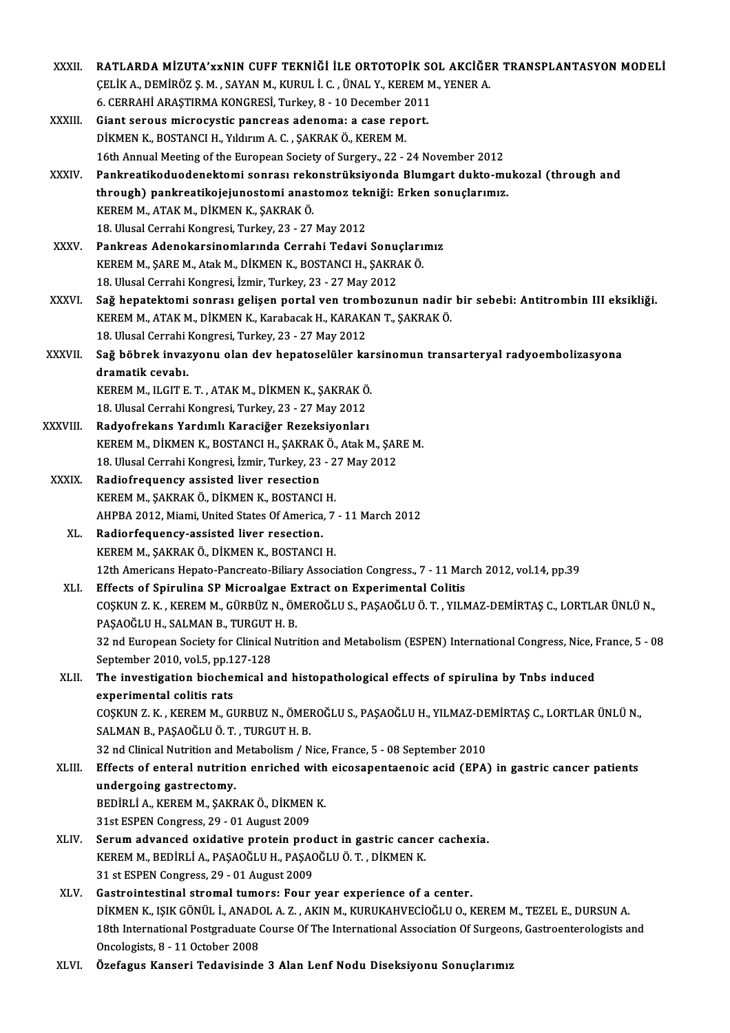XXXII. **RATLARDA MİZUTA'xxNIN CUFF TEKNİĞİ İLE ORTOTOPİK SOL AKCİĞER TRANSPLANTASYON MODELİ**
ÇELİK A., DEMİRÖZ Ş. M. , SAYAN M., KURUL İ. C. , ÜNAL Y., KEREM M., YENER A.
6. CERRAHİ ARAŞTIRMA KONGRESİ, Turkey, 8 - 10 December 2011

XXXIII. **Giant serous microcystic pancreas adenoma: a case report.**
DİKMEN K., BOSTANCI H., Yıldırım A. C. , ŞAKRAK Ö., KEREM M.
16th Annual Meeting of the European Society of Surgery., 22 - 24 November 2012

XXXIV. **Pankreatikoduodenektomi sonrası rekonstrüksiyonda Blumgart dukto-mukozal (through and through) pankreatikojejunostomi anastomoz tekniği: Erken sonuçlarımız.**
KEREM M., ATAK M., DİKMEN K., ŞAKRAK Ö.
18. Ulusal Cerrahi Kongresi, Turkey, 23 - 27 May 2012

XXXV. **Pankreas Adenokarsinomlarında Cerrahi Tedavi Sonuçlarımız**
KEREM M., ŞARE M., Atak M., DİKMEN K., BOSTANCI H., ŞAKRAK Ö.
18. Ulusal Cerrahi Kongresi, İzmir, Turkey, 23 - 27 May 2012

XXXVI. **Sağ hepatektomi sonrası gelişen portal ven trombozunun nadir bir sebebi: Antitrombin III eksikliği.**
KEREM M., ATAK M., DİKMEN K., Karabacak H., KARAKAN T., ŞAKRAK Ö.
18. Ulusal Cerrahi Kongresi, Turkey, 23 - 27 May 2012

XXXVII. **Sağ böbrek invazyonu olan dev hepatoselüler karsinomun transarteryal radyoembolizasyona dramatik cevabı.**
KEREM M., ILGIT E. T. , ATAK M., DİKMEN K., ŞAKRAK Ö.
18. Ulusal Cerrahi Kongresi, Turkey, 23 - 27 May 2012

XXXVIII. **Radyofrekans Yardımlı Karaciğer Rezeksiyonları**
KEREM M., DİKMEN K., BOSTANCI H., ŞAKRAK Ö., Atak M., ŞARE M.
18. Ulusal Cerrahi Kongresi, İzmir, Turkey, 23 - 27 May 2012

XXXIX. **Radiofrequency assisted liver resection**
KEREM M., ŞAKRAK Ö., DİKMEN K., BOSTANCI H.
AHPBA 2012, Miami, United States Of America, 7 - 11 March 2012

XL. **Radiorfequency-assisted liver resection.**
KEREM M., ŞAKRAK Ö., DİKMEN K., BOSTANCI H.
12th Americans Hepato-Pancreato-Biliary Association Congress., 7 - 11 March 2012, vol.14, pp.39

XLI. **Effects of Spirulina SP Microalgae Extract on Experimental Colitis**
COŞKUN Z. K. , KEREM M., GÜRBÜZ N., ÖMEROĞLU S., PAŞAOĞLU Ö. T. , YILMAZ-DEMİRTAŞ C., LORTLAR ÜNLÜ N., PAŞAOĞLU H., SALMAN B., TURGUT H. B.
32 nd European Society for Clinical Nutrition and Metabolism (ESPEN) International Congress, Nice, France, 5 - 08 September 2010, vol.5, pp.127-128

XLII. **The investigation biochemical and histopathological effects of spirulina by Tnbs induced experimental colitis rats**
COŞKUN Z. K. , KEREM M., GURBUZ N., ÖMEROĞLU S., PAŞAOĞLU H., YILMAZ-DEMİRTAŞ C., LORTLAR ÜNLÜ N., SALMAN B., PAŞAOĞLU Ö. T. , TURGUT H. B.
32 nd Clinical Nutrition and Metabolism / Nice, France, 5 - 08 September 2010

XLIII. **Effects of enteral nutrition enriched with eicosapentaenoic acid (EPA) in gastric cancer patients undergoing gastrectomy.**
BEDİRLİ A., KEREM M., ŞAKRAK Ö., DİKMEN K.
31st ESPEN Congress, 29 - 01 August 2009

XLIV. **Serum advanced oxidative protein product in gastric cancer cachexia.**
KEREM M., BEDİRLİ A., PAŞAOĞLU H., PAŞAOĞLU Ö. T. , DİKMEN K.
31 st ESPEN Congress, 29 - 01 August 2009

XLV. **Gastrointestinal stromal tumors: Four year experience of a center.**
DİKMEN K., IŞIK GÖNÜL İ., ANADOL A. Z. , AKIN M., KURUKAHVECİOĞLU O., KEREM M., TEZEL E., DURSUN A.
18th International Postgraduate Course Of The International Association Of Surgeons, Gastroenterologists and Oncologists, 8 - 11 October 2008

XLVI. **Özefagus Kanseri Tedavisinde 3 Alan Lenf Nodu Diseksiyonu Sonuçlarımız**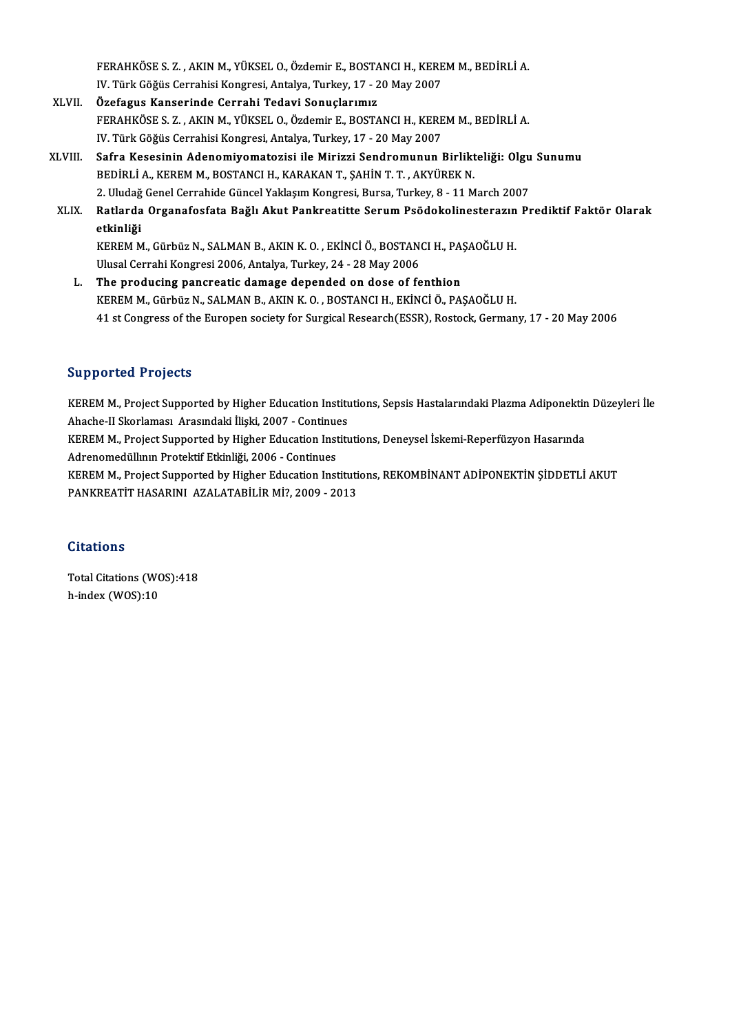FERAHKÖSE S. Z. , AKIN M., YÜKSEL O., Özdemir E., BOSTANCI H., KEREM M., BEDİRLİ A.
IV. Türk Göğüs Cerrahisi Kongresi, Antalya, Turkey, 17 - 20 May 2007

XLVII. **Özefagus Kanserinde Cerrahi Tedavi Sonuçlarımız**
FERAHKÖSE S. Z. , AKIN M., YÜKSEL O., Özdemir E., BOSTANCI H., KEREM M., BEDİRLİ A.
IV. Türk Göğüs Cerrahisi Kongresi, Antalya, Turkey, 17 - 20 May 2007

XLVIII. **Safra Kesesinin Adenomiyomatozisi ile Mirizzi Sendromunun Birlikteliği: Olgu Sunumu**
BEDİRLİ A., KEREM M., BOSTANCI H., KARAKAN T., ŞAHİN T. T. , AKYÜREK N.
2. Uludağ Genel Cerrahide Güncel Yaklaşım Kongresi, Bursa, Turkey, 8 - 11 March 2007

XLIX. **Ratlarda Organafosfata Bağlı Akut Pankreatitte Serum Psödokolinesterazın Prediktif Faktör Olarak etkinliği**
KEREM M., Gürbüz N., SALMAN B., AKIN K. O. , EKİNCİ Ö., BOSTANCI H., PAŞAOĞLU H.
Ulusal Cerrahi Kongresi 2006, Antalya, Turkey, 24 - 28 May 2006

L. **The producing pancreatic damage depended on dose of fenthion**
KEREM M., Gürbüz N., SALMAN B., AKIN K. O. , BOSTANCI H., EKİNCİ Ö., PAŞAOĞLU H.
41 st Congress of the Europen society for Surgical Research(ESSR), Rostock, Germany, 17 - 20 May 2006

## Supported Projects

KEREM M., Project Supported by Higher Education Institutions, Sepsis Hastalarındaki Plazma Adiponektin Düzeyleri İle Ahache-II Skorlaması Arasındaki İlişki, 2007 - Continues

KEREM M., Project Supported by Higher Education Institutions, Deneysel İskemi-Reperfüzyon Hasarında Adrenomedüllının Protektif Etkinliği, 2006 - Continues

KEREM M., Project Supported by Higher Education Institutions, REKOMBİNANT ADİPONEKTİN ŞİDDETLİ AKUT PANKREATİT HASARINI AZALATABİLİR Mİ?, 2009 - 2013

## Citations

Total Citations (WOS):418
h-index (WOS):10